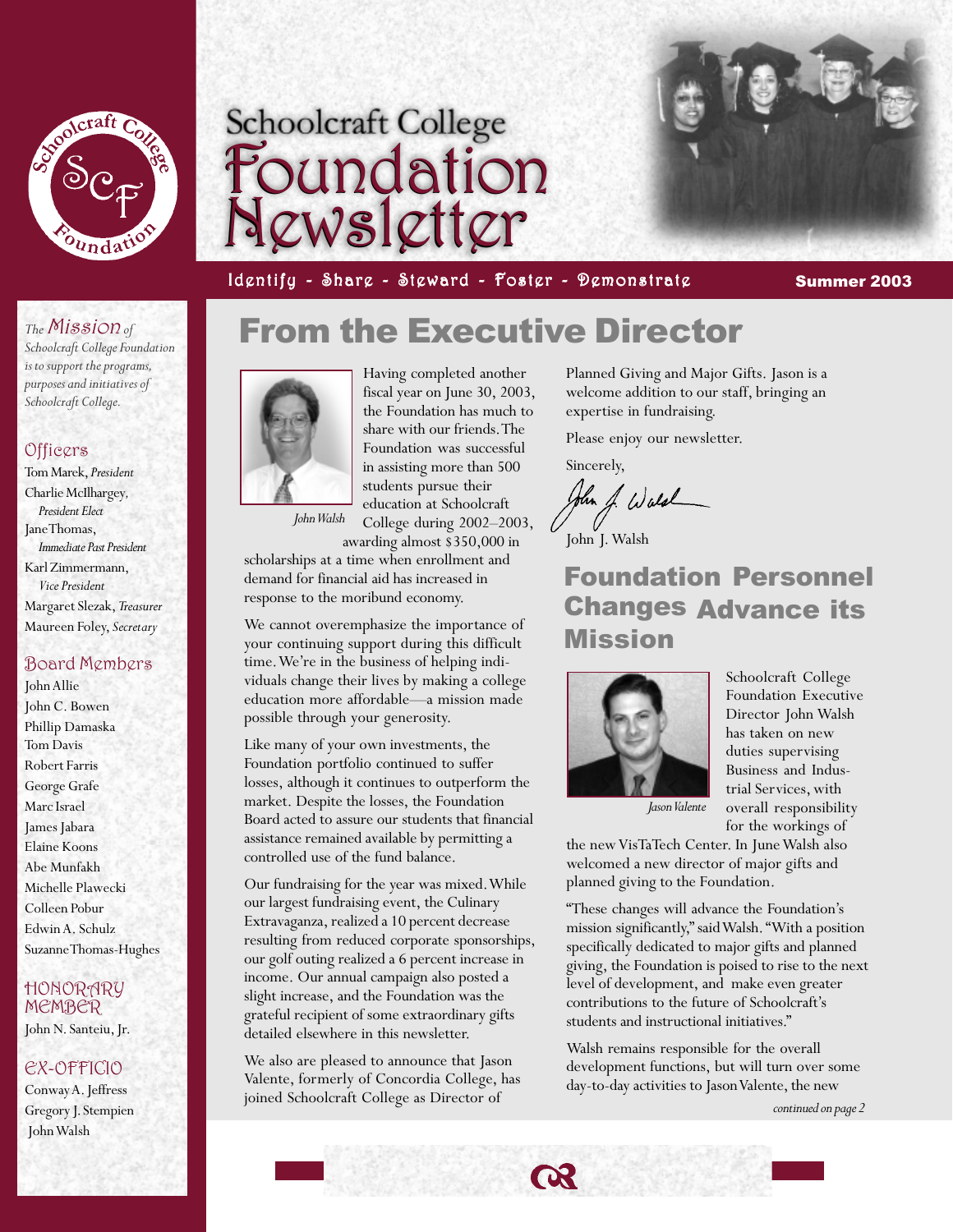# Schoolcraft College Foundation Newsletter

Identify - Share - Steward - Foster - Demonstrate

**Summer 2003**

*The Mission of Schoolcraft College Foundation is to support the programs, purposes and initiatives of Schoolcraft College.*

### Officers

Tom Marek, *President*
Charlie McIlhargey, *President Elect*
Jane Thomas, *Immediate Past President*
Karl Zimmermann, *Vice President*
Margaret Slezak, *Treasurer*
Maureen Foley, *Secretary*

### Board Members

John Allie
John C. Bowen
Phillip Damaska
Tom Davis
Robert Farris
George Grafe
Marc Israel
James Jabara
Elaine Koons
Abe Munfakh
Michelle Plawecki
Colleen Pobur
Edwin A. Schulz
Suzanne Thomas-Hughes

### Honorary Member

John N. Santeiu, Jr.

### Ex-Officio

Conway A. Jeffress
Gregory J. Stempien
John Walsh

## From the Executive Director

*John Walsh*

Having completed another fiscal year on June 30, 2003, the Foundation has much to share with our friends. The Foundation was successful in assisting more than 500 students pursue their education at Schoolcraft College during 2002–2003, awarding almost $350,000 in scholarships at a time when enrollment and demand for financial aid has increased in response to the moribund economy.

We cannot overemphasize the importance of your continuing support during this difficult time. We're in the business of helping individuals change their lives by making a college education more affordable—a mission made possible through your generosity.

Like many of your own investments, the Foundation portfolio continued to suffer losses, although it continues to outperform the market. Despite the losses, the Foundation Board acted to assure our students that financial assistance remained available by permitting a controlled use of the fund balance.

Our fundraising for the year was mixed. While our largest fundraising event, the Culinary Extravaganza, realized a 10 percent decrease resulting from reduced corporate sponsorships, our golf outing realized a 6 percent increase in income. Our annual campaign also posted a slight increase, and the Foundation was the grateful recipient of some extraordinary gifts detailed elsewhere in this newsletter.

We also are pleased to announce that Jason Valente, formerly of Concordia College, has joined Schoolcraft College as Director of Planned Giving and Major Gifts. Jason is a welcome addition to our staff, bringing an expertise in fundraising.

Please enjoy our newsletter.

Sincerely,

John J. Walsh

## Foundation Personnel Changes Advance its Mission

*Jason Valente*

Schoolcraft College Foundation Executive Director John Walsh has taken on new duties supervising Business and Industrial Services, with overall responsibility for the workings of the new VisTaTech Center. In June Walsh also welcomed a new director of major gifts and planned giving to the Foundation.

"These changes will advance the Foundation's mission significantly," said Walsh. "With a position specifically dedicated to major gifts and planned giving, the Foundation is poised to rise to the next level of development, and make even greater contributions to the future of Schoolcraft's students and instructional initiatives."

Walsh remains responsible for the overall development functions, but will turn over some day-to-day activities to Jason Valente, the new

*continued on page 2*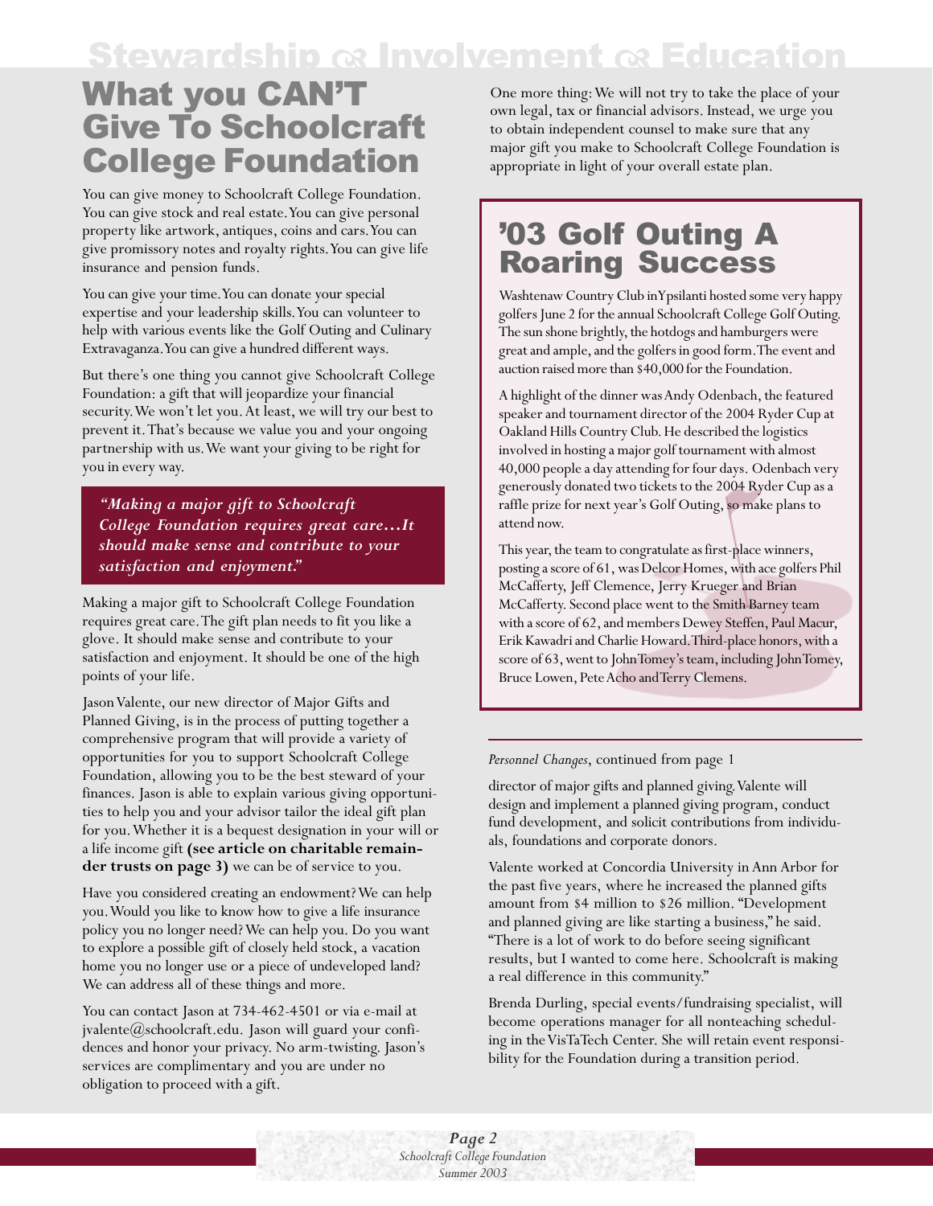# What you CAN'T Give To Schoolcraft College Foundation

You can give money to Schoolcraft College Foundation. You can give stock and real estate. You can give personal property like artwork, antiques, coins and cars. You can give promissory notes and royalty rights. You can give life insurance and pension funds.

You can give your time. You can donate your special expertise and your leadership skills. You can volunteer to help with various events like the Golf Outing and Culinary Extravaganza. You can give a hundred different ways.

But there's one thing you cannot give Schoolcraft College Foundation: a gift that will jeopardize your financial security. We won't let you. At least, we will try our best to prevent it. That's because we value you and your ongoing partnership with us. We want your giving to be right for you in every way.

> ***"Making a major gift to Schoolcraft College Foundation requires great care…It should make sense and contribute to your satisfaction and enjoyment."***

Making a major gift to Schoolcraft College Foundation requires great care. The gift plan needs to fit you like a glove. It should make sense and contribute to your satisfaction and enjoyment. It should be one of the high points of your life.

Jason Valente, our new director of Major Gifts and Planned Giving, is in the process of putting together a comprehensive program that will provide a variety of opportunities for you to support Schoolcraft College Foundation, allowing you to be the best steward of your finances. Jason is able to explain various giving opportunities to help you and your advisor tailor the ideal gift plan for you. Whether it is a bequest designation in your will or a life income gift **(see article on charitable remainder trusts on page 3)** we can be of service to you.

Have you considered creating an endowment? We can help you. Would you like to know how to give a life insurance policy you no longer need? We can help you. Do you want to explore a possible gift of closely held stock, a vacation home you no longer use or a piece of undeveloped land? We can address all of these things and more.

You can contact Jason at 734-462-4501 or via e-mail at jvalente@schoolcraft.edu. Jason will guard your confidences and honor your privacy. No arm-twisting. Jason's services are complimentary and you are under no obligation to proceed with a gift.

One more thing: We will not try to take the place of your own legal, tax or financial advisors. Instead, we urge you to obtain independent counsel to make sure that any major gift you make to Schoolcraft College Foundation is appropriate in light of your overall estate plan.

## '03 Golf Outing A Roaring Success

Washtenaw Country Club in Ypsilanti hosted some very happy golfers June 2 for the annual Schoolcraft College Golf Outing. The sun shone brightly, the hotdogs and hamburgers were great and ample, and the golfers in good form. The event and auction raised more than $40,000 for the Foundation.

A highlight of the dinner was Andy Odenbach, the featured speaker and tournament director of the 2004 Ryder Cup at Oakland Hills Country Club. He described the logistics involved in hosting a major golf tournament with almost 40,000 people a day attending for four days. Odenbach very generously donated two tickets to the 2004 Ryder Cup as a raffle prize for next year's Golf Outing, so make plans to attend now.

This year, the team to congratulate as first-place winners, posting a score of 61, was Delcor Homes, with ace golfers Phil McCafferty, Jeff Clemence, Jerry Krueger and Brian McCafferty. Second place went to the Smith Barney team with a score of 62, and members Dewey Steffen, Paul Macur, Erik Kawadri and Charlie Howard. Third-place honors, with a score of 63, went to John Tomey's team, including John Tomey, Bruce Lowen, Pete Acho and Terry Clemens.

---

*Personnel Changes*, continued from page 1

director of major gifts and planned giving. Valente will design and implement a planned giving program, conduct fund development, and solicit contributions from individuals, foundations and corporate donors.

Valente worked at Concordia University in Ann Arbor for the past five years, where he increased the planned gifts amount from $4 million to $26 million. "Development and planned giving are like starting a business," he said. "There is a lot of work to do before seeing significant results, but I wanted to come here. Schoolcraft is making a real difference in this community."

Brenda Durling, special events/fundraising specialist, will become operations manager for all nonteaching scheduling in the VisTaTech Center. She will retain event responsibility for the Foundation during a transition period.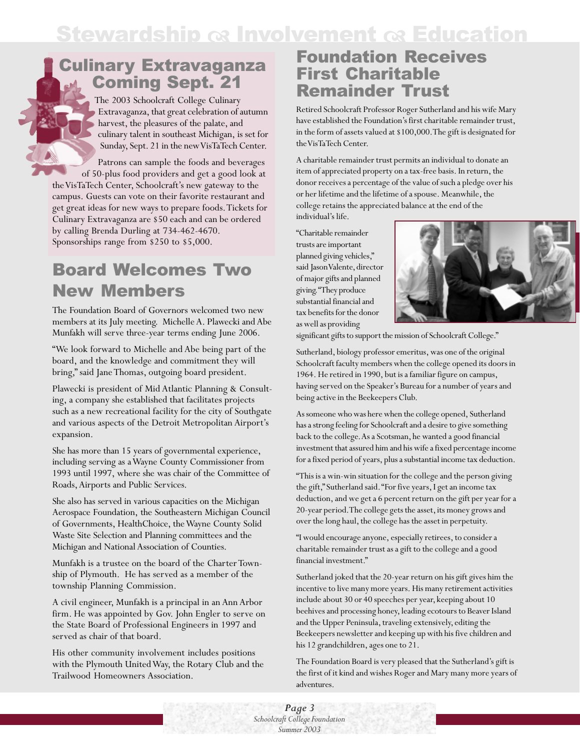# Stewardship ⅋ Involvement ⅋ Education

## Culinary Extravaganza Coming Sept. 21

The 2003 Schoolcraft College Culinary Extravaganza, that great celebration of autumn harvest, the pleasures of the palate, and culinary talent in southeast Michigan, is set for Sunday, Sept. 21 in the new VisTaTech Center.

Patrons can sample the foods and beverages of 50-plus food providers and get a good look at the VisTaTech Center, Schoolcraft's new gateway to the campus. Guests can vote on their favorite restaurant and get great ideas for new ways to prepare foods. Tickets for Culinary Extravaganza are $50 each and can be ordered by calling Brenda Durling at 734-462-4670. Sponsorships range from $250 to $5,000.

## Board Welcomes Two New Members

The Foundation Board of Governors welcomed two new members at its July meeting. Michelle A. Plawecki and Abe Munfakh will serve three-year terms ending June 2006.

"We look forward to Michelle and Abe being part of the board, and the knowledge and commitment they will bring," said Jane Thomas, outgoing board president.

Plawecki is president of Mid Atlantic Planning & Consulting, a company she established that facilitates projects such as a new recreational facility for the city of Southgate and various aspects of the Detroit Metropolitan Airport's expansion.

She has more than 15 years of governmental experience, including serving as a Wayne County Commissioner from 1993 until 1997, where she was chair of the Committee of Roads, Airports and Public Services.

She also has served in various capacities on the Michigan Aerospace Foundation, the Southeastern Michigan Council of Governments, HealthChoice, the Wayne County Solid Waste Site Selection and Planning committees and the Michigan and National Association of Counties.

Munfakh is a trustee on the board of the Charter Township of Plymouth. He has served as a member of the township Planning Commission.

A civil engineer, Munfakh is a principal in an Ann Arbor firm. He was appointed by Gov. John Engler to serve on the State Board of Professional Engineers in 1997 and served as chair of that board.

His other community involvement includes positions with the Plymouth United Way, the Rotary Club and the Trailwood Homeowners Association.

## Foundation Receives First Charitable Remainder Trust

Retired Schoolcraft Professor Roger Sutherland and his wife Mary have established the Foundation's first charitable remainder trust, in the form of assets valued at $100,000. The gift is designated for the VisTaTech Center.

A charitable remainder trust permits an individual to donate an item of appreciated property on a tax-free basis. In return, the donor receives a percentage of the value of such a pledge over his or her lifetime and the lifetime of a spouse. Meanwhile, the college retains the appreciated balance at the end of the individual's life.

"Charitable remainder trusts are important planned giving vehicles," said Jason Valente, director of major gifts and planned giving. "They produce substantial financial and tax benefits for the donor as well as providing significant gifts to support the mission of Schoolcraft College."

Sutherland, biology professor emeritus, was one of the original Schoolcraft faculty members when the college opened its doors in 1964. He retired in 1990, but is a familiar figure on campus, having served on the Speaker's Bureau for a number of years and being active in the Beekeepers Club.

As someone who was here when the college opened, Sutherland has a strong feeling for Schoolcraft and a desire to give something back to the college. As a Scotsman, he wanted a good financial investment that assured him and his wife a fixed percentage income for a fixed period of years, plus a substantial income tax deduction.

"This is a win-win situation for the college and the person giving the gift," Sutherland said. "For five years, I get an income tax deduction, and we get a 6 percent return on the gift per year for a 20-year period. The college gets the asset, its money grows and over the long haul, the college has the asset in perpetuity.

"I would encourage anyone, especially retirees, to consider a charitable remainder trust as a gift to the college and a good financial investment."

Sutherland joked that the 20-year return on his gift gives him the incentive to live many more years. His many retirement activities include about 30 or 40 speeches per year, keeping about 10 beehives and processing honey, leading ecotours to Beaver Island and the Upper Peninsula, traveling extensively, editing the Beekeepers newsletter and keeping up with his five children and his 12 grandchildren, ages one to 21.

The Foundation Board is very pleased that the Sutherland's gift is the first of it kind and wishes Roger and Mary many more years of adventures.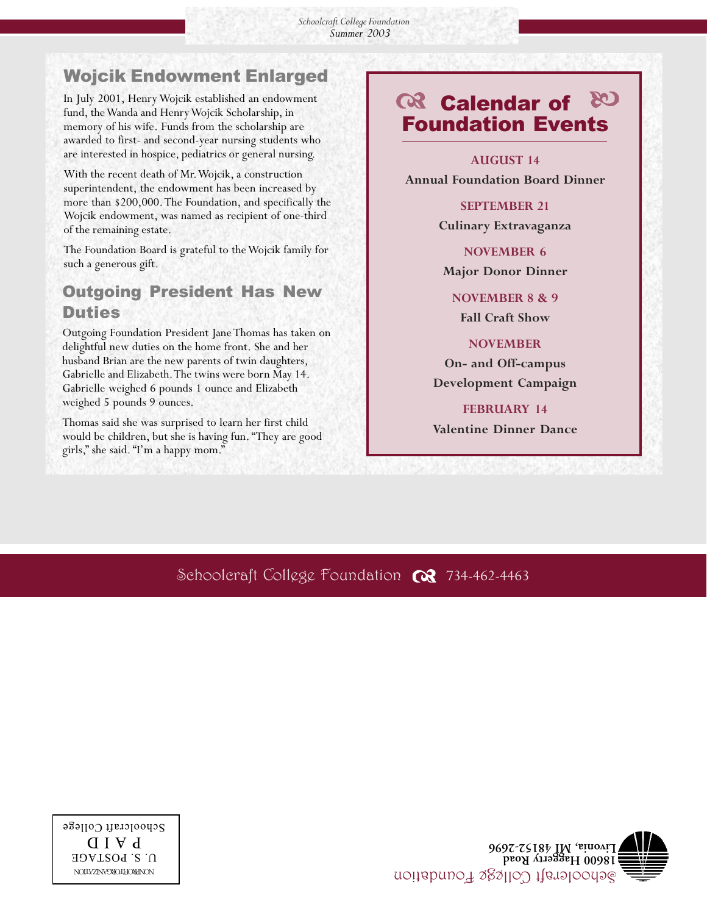## Wojcik Endowment Enlarged

In July 2001, Henry Wojcik established an endowment fund, the Wanda and Henry Wojcik Scholarship, in memory of his wife. Funds from the scholarship are awarded to first- and second-year nursing students who are interested in hospice, pediatrics or general nursing.

With the recent death of Mr. Wojcik, a construction superintendent, the endowment has been increased by more than $200,000. The Foundation, and specifically the Wojcik endowment, was named as recipient of one-third of the remaining estate.

The Foundation Board is grateful to the Wojcik family for such a generous gift.

## Outgoing President Has New Duties

Outgoing Foundation President Jane Thomas has taken on delightful new duties on the home front. She and her husband Brian are the new parents of twin daughters, Gabrielle and Elizabeth. The twins were born May 14. Gabrielle weighed 6 pounds 1 ounce and Elizabeth weighed 5 pounds 9 ounces.

Thomas said she was surprised to learn her first child would be children, but she is having fun. "They are good girls," she said. "I'm a happy mom."

## Calendar of Foundation Events

**AUGUST 14**
**Annual Foundation Board Dinner**

**SEPTEMBER 21**
**Culinary Extravaganza**

**NOVEMBER 6**
**Major Donor Dinner**

**NOVEMBER 8 & 9**
**Fall Craft Show**

**NOVEMBER**
**On- and Off-campus Development Campaign**

**FEBRUARY 14**
**Valentine Dinner Dance**

Schoolcraft College Foundation 734-462-4463

Schoolcraft College Foundation
18600 Haggerty Road
Livonia, MI 48152-2696

NONPROFIT ORGANIZATION
U. S. POSTAGE
P A I D
Schoolcraft College